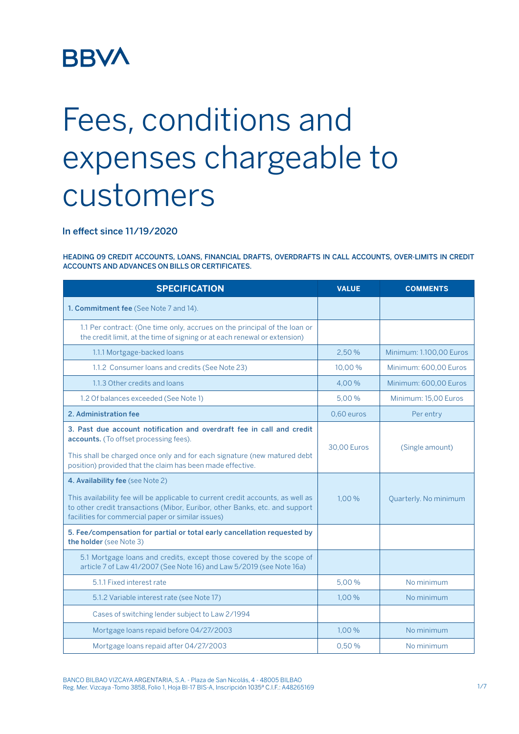BBVA

# Fees, conditions and expenses chargeable to customers

### In effect since 11/19/2020

HEADING 09 CREDIT ACCOUNTS, LOANS, FINANCIAL DRAFTS, OVERDRAFTS IN CALL ACCOUNTS, OVER-LIMITS IN CREDIT ACCOUNTS AND ADVANCES ON BILLS OR CERTIFICATES.

| SPECIFICATION | VALUE | COMMENTS |
|---|---|---|
| **1. Commitment fee** (See Note 7 and 14). | | |
| 1.1 Per contract: (One time only, accrues on the principal of the loan or the credit limit, at the time of signing or at each renewal or extension) | | |
| 1.1.1 Mortgage-backed loans | 2,50 % | Minimum: 1.100,00 Euros |
| 1.1.2 Consumer loans and credits (See Note 23) | 10,00 % | Minimum: 600,00 Euros |
| 1.1.3 Other credits and loans | 4,00 % | Minimum: 600,00 Euros |
| 1.2 Of balances exceeded (See Note 1) | 5,00 % | Minimum: 15,00 Euros |
| **2. Administration fee** | 0,60 euros | Per entry |
| **3. Past due account notification and overdraft fee in call and credit accounts.** (To offset processing fees).<br><br>This shall be charged once only and for each signature (new matured debt position) provided that the claim has been made effective. | 30,00 Euros | (Single amount) |
| **4. Availability fee** (see Note 2)<br><br>This availability fee will be applicable to current credit accounts, as well as to other credit transactions (Mibor, Euribor, other Banks, etc. and support facilities for commercial paper or similar issues) | 1,00 % | Quarterly. No minimum |
| **5. Fee/compensation for partial or total early cancellation requested by the holder** (see Note 3) | | |
| 5.1 Mortgage loans and credits, except those covered by the scope of article 7 of Law 41/2007 (See Note 16) and Law 5/2019 (see Note 16a) | | |
| 5.1.1 Fixed interest rate | 5,00 % | No minimum |
| 5.1.2 Variable interest rate (see Note 17) | 1,00 % | No minimum |
| Cases of switching lender subject to Law 2/1994 | | |
| Mortgage loans repaid before 04/27/2003 | 1,00 % | No minimum |
| Mortgage loans repaid after 04/27/2003 | 0,50 % | No minimum |

BANCO BILBAO VIZCAYA ARGENTARIA, S.A. - Plaza de San Nicolás, 4 - 48005 BILBAO
Reg. Mer. Vizcaya -Tomo 3858, Folio 1, Hoja BI-17 BIS-A, Inscripción 1035ª C.I.F.: A48265169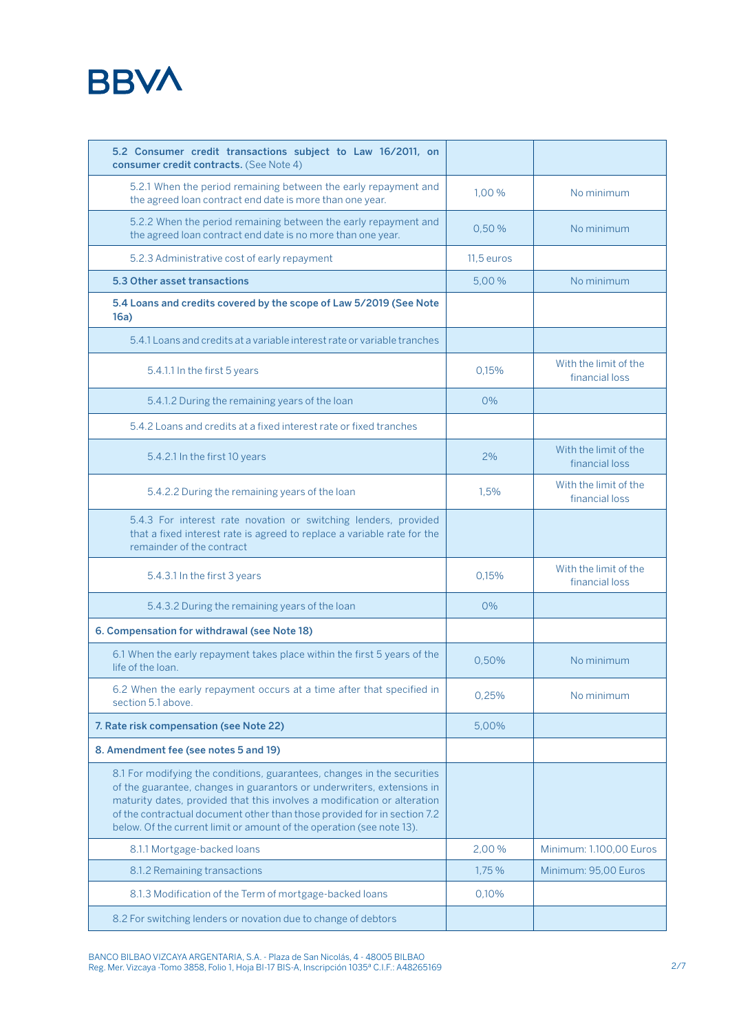| | | |
|---|---|---|
| **5.2 Consumer credit transactions subject to Law 16/2011, on consumer credit contracts.** (See Note 4) | | |
| 5.2.1 When the period remaining between the early repayment and the agreed loan contract end date is more than one year. | 1,00 % | No minimum |
| 5.2.2 When the period remaining between the early repayment and the agreed loan contract end date is no more than one year. | 0,50 % | No minimum |
| 5.2.3 Administrative cost of early repayment | 11,5 euros | |
| **5.3 Other asset transactions** | 5,00 % | No minimum |
| **5.4 Loans and credits covered by the scope of Law 5/2019 (See Note 16a)** | | |
| 5.4.1 Loans and credits at a variable interest rate or variable tranches | | |
| 5.4.1.1 In the first 5 years | 0,15% | With the limit of the financial loss |
| 5.4.1.2 During the remaining years of the loan | 0% | |
| 5.4.2 Loans and credits at a fixed interest rate or fixed tranches | | |
| 5.4.2.1 In the first 10 years | 2% | With the limit of the financial loss |
| 5.4.2.2 During the remaining years of the loan | 1,5% | With the limit of the financial loss |
| 5.4.3 For interest rate novation or switching lenders, provided that a fixed interest rate is agreed to replace a variable rate for the remainder of the contract | | |
| 5.4.3.1 In the first 3 years | 0,15% | With the limit of the financial loss |
| 5.4.3.2 During the remaining years of the loan | 0% | |
| **6. Compensation for withdrawal (see Note 18)** | | |
| 6.1 When the early repayment takes place within the first 5 years of the life of the loan. | 0,50% | No minimum |
| 6.2 When the early repayment occurs at a time after that specified in section 5.1 above. | 0,25% | No minimum |
| **7. Rate risk compensation (see Note 22)** | 5,00% | |
| **8. Amendment fee (see notes 5 and 19)** | | |
| 8.1 For modifying the conditions, guarantees, changes in the securities of the guarantee, changes in guarantors or underwriters, extensions in maturity dates, provided that this involves a modification or alteration of the contractual document other than those provided for in section 7.2 below. Of the current limit or amount of the operation (see note 13). | | |
| 8.1.1 Mortgage-backed loans | 2,00 % | Minimum: 1.100,00 Euros |
| 8.1.2 Remaining transactions | 1,75 % | Minimum: 95,00 Euros |
| 8.1.3 Modification of the Term of mortgage-backed loans | 0,10% | |
| 8.2 For switching lenders or novation due to change of debtors | | |

BANCO BILBAO VIZCAYA ARGENTARIA, S.A. - Plaza de San Nicolás, 4 - 48005 BILBAO
Reg. Mer. Vizcaya -Tomo 3858, Folio 1, Hoja BI-17 BIS-A, Inscripción 1035ª C.I.F.: A48265169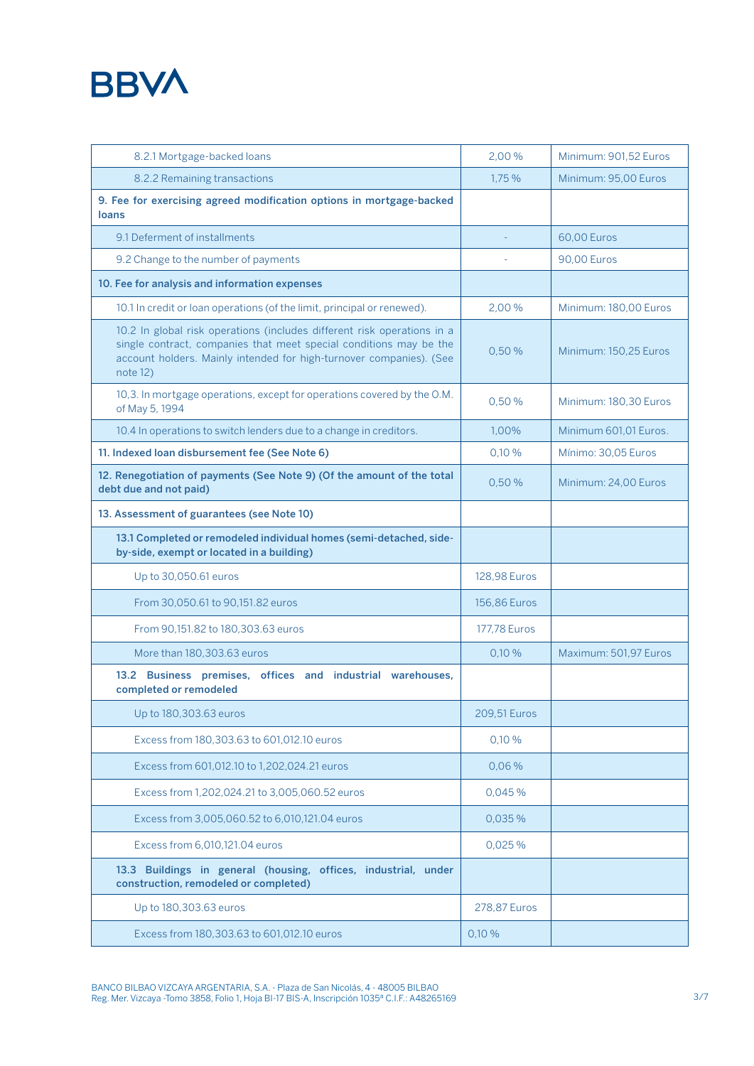| | | |
|---|---|---|
| 8.2.1 Mortgage-backed loans | 2,00 % | Minimum: 901,52 Euros |
| 8.2.2 Remaining transactions | 1,75 % | Minimum: 95,00 Euros |
| **9. Fee for exercising agreed modification options in mortgage-backed loans** | | |
| 9.1 Deferment of installments | - | 60,00 Euros |
| 9.2 Change to the number of payments | - | 90,00 Euros |
| **10. Fee for analysis and information expenses** | | |
| 10.1 In credit or loan operations (of the limit, principal or renewed). | 2,00 % | Minimum: 180,00 Euros |
| 10.2 In global risk operations (includes different risk operations in a single contract, companies that meet special conditions may be the account holders. Mainly intended for high-turnover companies). (See note 12) | 0,50 % | Minimum: 150,25 Euros |
| 10,3. In mortgage operations, except for operations covered by the O.M. of May 5, 1994 | 0,50 % | Minimum: 180,30 Euros |
| 10.4 In operations to switch lenders due to a change in creditors. | 1,00% | Minimum 601,01 Euros. |
| **11. Indexed loan disbursement fee (See Note 6)** | 0,10 % | Mínimo: 30,05 Euros |
| **12. Renegotiation of payments (See Note 9) (Of the amount of the total debt due and not paid)** | 0,50 % | Minimum: 24,00 Euros |
| **13. Assessment of guarantees (see Note 10)** | | |
| **13.1 Completed or remodeled individual homes (semi-detached, side-by-side, exempt or located in a building)** | | |
| Up to 30,050.61 euros | 128,98 Euros | |
| From 30,050.61 to 90,151.82 euros | 156,86 Euros | |
| From 90,151.82 to 180,303.63 euros | 177,78 Euros | |
| More than 180,303.63 euros | 0,10 % | Maximum: 501,97 Euros |
| **13.2 Business premises, offices and industrial warehouses, completed or remodeled** | | |
| Up to 180,303.63 euros | 209,51 Euros | |
| Excess from 180,303.63 to 601,012.10 euros | 0,10 % | |
| Excess from 601,012.10 to 1,202,024.21 euros | 0,06 % | |
| Excess from 1,202,024.21 to 3,005,060.52 euros | 0,045 % | |
| Excess from 3,005,060.52 to 6,010,121.04 euros | 0,035 % | |
| Excess from 6,010,121.04 euros | 0,025 % | |
| **13.3 Buildings in general (housing, offices, industrial, under construction, remodeled or completed)** | | |
| Up to 180,303.63 euros | 278,87 Euros | |
| Excess from 180,303.63 to 601,012.10 euros | 0,10 % | |

BANCO BILBAO VIZCAYA ARGENTARIA, S.A. - Plaza de San Nicolás, 4 - 48005 BILBAO
Reg. Mer. Vizcaya -Tomo 3858, Folio 1, Hoja BI-17 BIS-A, Inscripción 1035ª C.I.F.: A48265169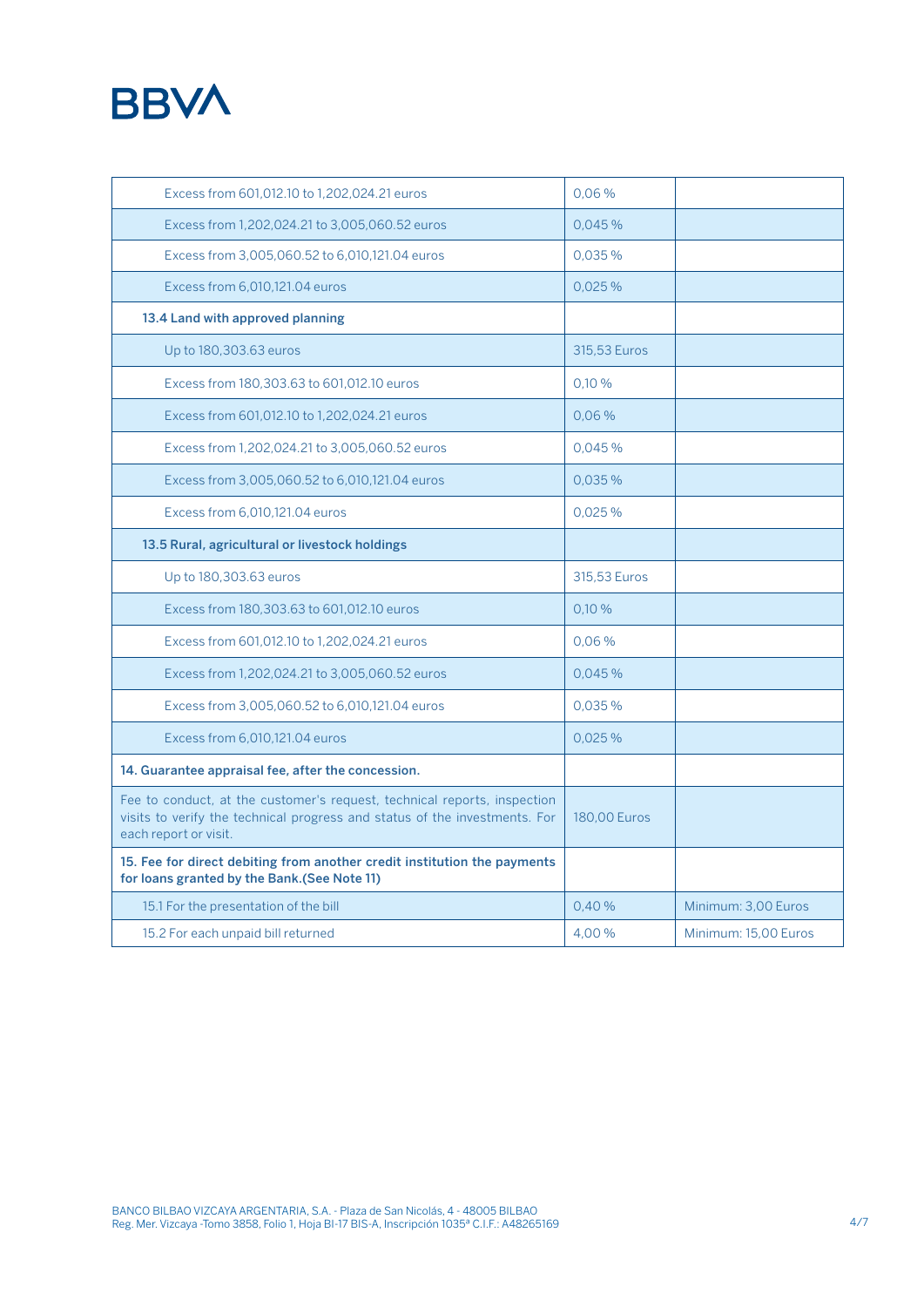| | | |
|---|---|---|
| Excess from 601,012.10 to 1,202,024.21 euros | 0,06 % | |
| Excess from 1,202,024.21 to 3,005,060.52 euros | 0,045 % | |
| Excess from 3,005,060.52 to 6,010,121.04 euros | 0,035 % | |
| Excess from 6,010,121.04 euros | 0,025 % | |
| **13.4 Land with approved planning** | | |
| Up to 180,303.63 euros | 315,53 Euros | |
| Excess from 180,303.63 to 601,012.10 euros | 0,10 % | |
| Excess from 601,012.10 to 1,202,024.21 euros | 0,06 % | |
| Excess from 1,202,024.21 to 3,005,060.52 euros | 0,045 % | |
| Excess from 3,005,060.52 to 6,010,121.04 euros | 0,035 % | |
| Excess from 6,010,121.04 euros | 0,025 % | |
| **13.5 Rural, agricultural or livestock holdings** | | |
| Up to 180,303.63 euros | 315,53 Euros | |
| Excess from 180,303.63 to 601,012.10 euros | 0,10 % | |
| Excess from 601,012.10 to 1,202,024.21 euros | 0,06 % | |
| Excess from 1,202,024.21 to 3,005,060.52 euros | 0,045 % | |
| Excess from 3,005,060.52 to 6,010,121.04 euros | 0,035 % | |
| Excess from 6,010,121.04 euros | 0,025 % | |
| **14. Guarantee appraisal fee, after the concession.** | | |
| Fee to conduct, at the customer's request, technical reports, inspection visits to verify the technical progress and status of the investments. For each report or visit. | 180,00 Euros | |
| **15. Fee for direct debiting from another credit institution the payments for loans granted by the Bank.(See Note 11)** | | |
| 15.1 For the presentation of the bill | 0,40 % | Minimum: 3,00 Euros |
| 15.2 For each unpaid bill returned | 4,00 % | Minimum: 15,00 Euros |

BANCO BILBAO VIZCAYA ARGENTARIA, S.A. - Plaza de San Nicolás, 4 - 48005 BILBAO
Reg. Mer. Vizcaya -Tomo 3858, Folio 1, Hoja BI-17 BIS-A, Inscripción 1035ª C.I.F.: A48265169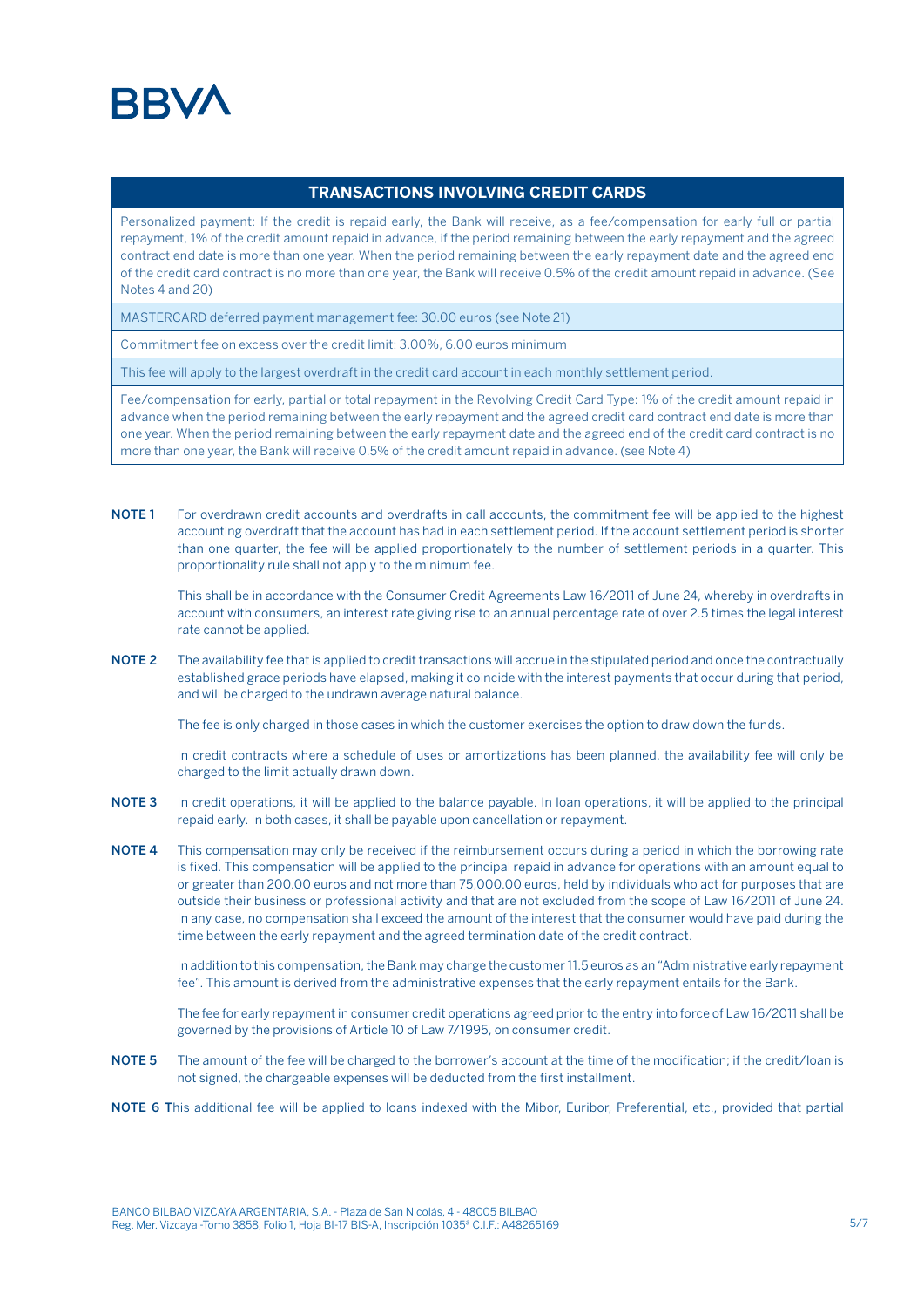## TRANSACTIONS INVOLVING CREDIT CARDS

| TRANSACTIONS INVOLVING CREDIT CARDS |
|---|
| Personalized payment: If the credit is repaid early, the Bank will receive, as a fee/compensation for early full or partial repayment, 1% of the credit amount repaid in advance, if the period remaining between the early repayment and the agreed contract end date is more than one year. When the period remaining between the early repayment date and the agreed end of the credit card contract is no more than one year, the Bank will receive 0.5% of the credit amount repaid in advance. (See Notes 4 and 20) |
| MASTERCARD deferred payment management fee: 30.00 euros (see Note 21) |
| Commitment fee on excess over the credit limit: 3.00%, 6.00 euros minimum |
| This fee will apply to the largest overdraft in the credit card account in each monthly settlement period. |
| Fee/compensation for early, partial or total repayment in the Revolving Credit Card Type: 1% of the credit amount repaid in advance when the period remaining between the early repayment and the agreed credit card contract end date is more than one year. When the period remaining between the early repayment date and the agreed end of the credit card contract is no more than one year, the Bank will receive 0.5% of the credit amount repaid in advance. (see Note 4) |

**NOTE 1** For overdrawn credit accounts and overdrafts in call accounts, the commitment fee will be applied to the highest accounting overdraft that the account has had in each settlement period. If the account settlement period is shorter than one quarter, the fee will be applied proportionately to the number of settlement periods in a quarter. This proportionality rule shall not apply to the minimum fee.

This shall be in accordance with the Consumer Credit Agreements Law 16/2011 of June 24, whereby in overdrafts in account with consumers, an interest rate giving rise to an annual percentage rate of over 2.5 times the legal interest rate cannot be applied.

**NOTE 2** The availability fee that is applied to credit transactions will accrue in the stipulated period and once the contractually established grace periods have elapsed, making it coincide with the interest payments that occur during that period, and will be charged to the undrawn average natural balance.

The fee is only charged in those cases in which the customer exercises the option to draw down the funds.

In credit contracts where a schedule of uses or amortizations has been planned, the availability fee will only be charged to the limit actually drawn down.

**NOTE 3** In credit operations, it will be applied to the balance payable. In loan operations, it will be applied to the principal repaid early. In both cases, it shall be payable upon cancellation or repayment.

**NOTE 4** This compensation may only be received if the reimbursement occurs during a period in which the borrowing rate is fixed. This compensation will be applied to the principal repaid in advance for operations with an amount equal to or greater than 200.00 euros and not more than 75,000.00 euros, held by individuals who act for purposes that are outside their business or professional activity and that are not excluded from the scope of Law 16/2011 of June 24. In any case, no compensation shall exceed the amount of the interest that the consumer would have paid during the time between the early repayment and the agreed termination date of the credit contract.

In addition to this compensation, the Bank may charge the customer 11.5 euros as an "Administrative early repayment fee". This amount is derived from the administrative expenses that the early repayment entails for the Bank.

The fee for early repayment in consumer credit operations agreed prior to the entry into force of Law 16/2011 shall be governed by the provisions of Article 10 of Law 7/1995, on consumer credit.

**NOTE 5** The amount of the fee will be charged to the borrower's account at the time of the modification; if the credit/loan is not signed, the chargeable expenses will be deducted from the first installment.

**NOTE 6** This additional fee will be applied to loans indexed with the Mibor, Euribor, Preferential, etc., provided that partial

BANCO BILBAO VIZCAYA ARGENTARIA, S.A. - Plaza de San Nicolás, 4 - 48005 BILBAO
Reg. Mer. Vizcaya -Tomo 3858, Folio 1, Hoja BI-17 BIS-A, Inscripción 1035ª C.I.F.: A48265169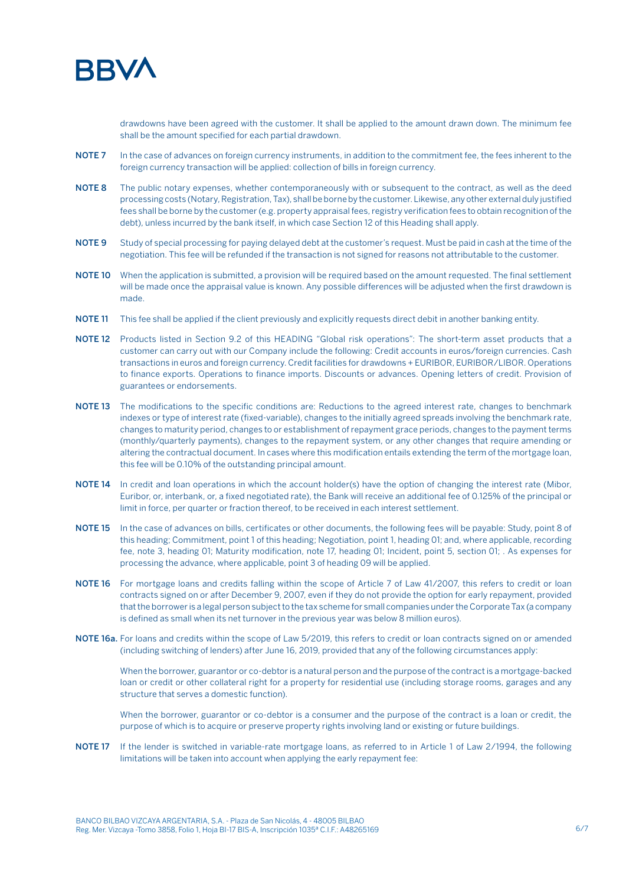drawdowns have been agreed with the customer. It shall be applied to the amount drawn down. The minimum fee shall be the amount specified for each partial drawdown.

**NOTE 7** In the case of advances on foreign currency instruments, in addition to the commitment fee, the fees inherent to the foreign currency transaction will be applied: collection of bills in foreign currency.

**NOTE 8** The public notary expenses, whether contemporaneously with or subsequent to the contract, as well as the deed processing costs (Notary, Registration, Tax), shall be borne by the customer. Likewise, any other external duly justified fees shall be borne by the customer (e.g. property appraisal fees, registry verification fees to obtain recognition of the debt), unless incurred by the bank itself, in which case Section 12 of this Heading shall apply.

**NOTE 9** Study of special processing for paying delayed debt at the customer's request. Must be paid in cash at the time of the negotiation. This fee will be refunded if the transaction is not signed for reasons not attributable to the customer.

**NOTE 10** When the application is submitted, a provision will be required based on the amount requested. The final settlement will be made once the appraisal value is known. Any possible differences will be adjusted when the first drawdown is made.

**NOTE 11** This fee shall be applied if the client previously and explicitly requests direct debit in another banking entity.

**NOTE 12** Products listed in Section 9.2 of this HEADING "Global risk operations": The short-term asset products that a customer can carry out with our Company include the following: Credit accounts in euros/foreign currencies. Cash transactions in euros and foreign currency. Credit facilities for drawdowns + EURIBOR, EURIBOR/LIBOR. Operations to finance exports. Operations to finance imports. Discounts or advances. Opening letters of credit. Provision of guarantees or endorsements.

**NOTE 13** The modifications to the specific conditions are: Reductions to the agreed interest rate, changes to benchmark indexes or type of interest rate (fixed-variable), changes to the initially agreed spreads involving the benchmark rate, changes to maturity period, changes to or establishment of repayment grace periods, changes to the payment terms (monthly/quarterly payments), changes to the repayment system, or any other changes that require amending or altering the contractual document. In cases where this modification entails extending the term of the mortgage loan, this fee will be 0.10% of the outstanding principal amount.

**NOTE 14** In credit and loan operations in which the account holder(s) have the option of changing the interest rate (Mibor, Euribor, or, interbank, or, a fixed negotiated rate), the Bank will receive an additional fee of 0.125% of the principal or limit in force, per quarter or fraction thereof, to be received in each interest settlement.

**NOTE 15** In the case of advances on bills, certificates or other documents, the following fees will be payable: Study, point 8 of this heading; Commitment, point 1 of this heading; Negotiation, point 1, heading 01; and, where applicable, recording fee, note 3, heading 01; Maturity modification, note 17, heading 01; Incident, point 5, section 01; . As expenses for processing the advance, where applicable, point 3 of heading 09 will be applied.

**NOTE 16** For mortgage loans and credits falling within the scope of Article 7 of Law 41/2007, this refers to credit or loan contracts signed on or after December 9, 2007, even if they do not provide the option for early repayment, provided that the borrower is a legal person subject to the tax scheme for small companies under the Corporate Tax (a company is defined as small when its net turnover in the previous year was below 8 million euros).

**NOTE 16a.** For loans and credits within the scope of Law 5/2019, this refers to credit or loan contracts signed on or amended (including switching of lenders) after June 16, 2019, provided that any of the following circumstances apply:

When the borrower, guarantor or co-debtor is a natural person and the purpose of the contract is a mortgage-backed loan or credit or other collateral right for a property for residential use (including storage rooms, garages and any structure that serves a domestic function).

When the borrower, guarantor or co-debtor is a consumer and the purpose of the contract is a loan or credit, the purpose of which is to acquire or preserve property rights involving land or existing or future buildings.

**NOTE 17** If the lender is switched in variable-rate mortgage loans, as referred to in Article 1 of Law 2/1994, the following limitations will be taken into account when applying the early repayment fee:

BANCO BILBAO VIZCAYA ARGENTARIA, S.A. - Plaza de San Nicolás, 4 - 48005 BILBAO
Reg. Mer. Vizcaya -Tomo 3858, Folio 1, Hoja BI-17 BIS-A, Inscripción 1035ª C.I.F.: A48265169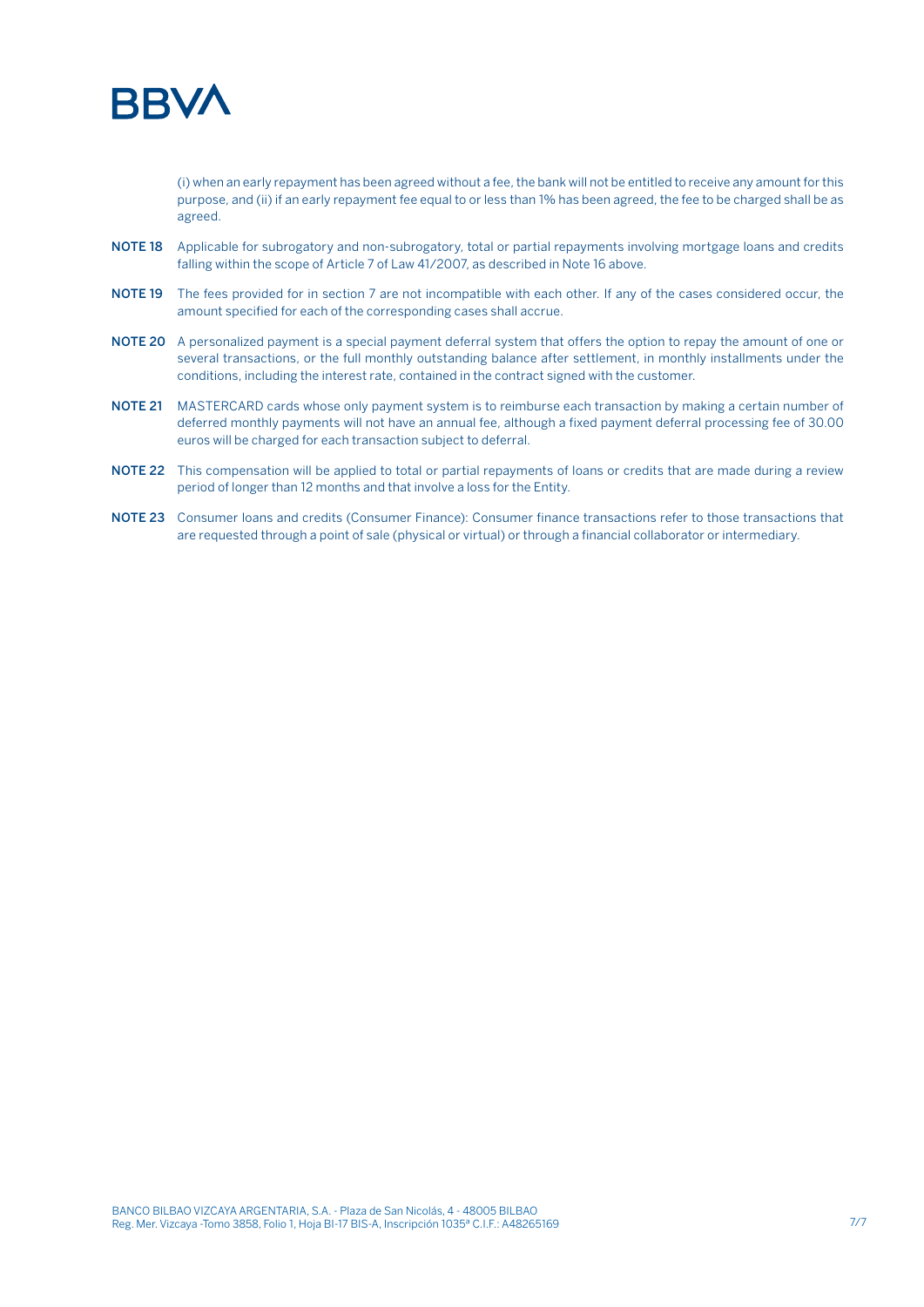(i) when an early repayment has been agreed without a fee, the bank will not be entitled to receive any amount for this purpose, and (ii) if an early repayment fee equal to or less than 1% has been agreed, the fee to be charged shall be as agreed.

**NOTE 18** Applicable for subrogatory and non-subrogatory, total or partial repayments involving mortgage loans and credits falling within the scope of Article 7 of Law 41/2007, as described in Note 16 above.

**NOTE 19** The fees provided for in section 7 are not incompatible with each other. If any of the cases considered occur, the amount specified for each of the corresponding cases shall accrue.

**NOTE 20** A personalized payment is a special payment deferral system that offers the option to repay the amount of one or several transactions, or the full monthly outstanding balance after settlement, in monthly installments under the conditions, including the interest rate, contained in the contract signed with the customer.

**NOTE 21** MASTERCARD cards whose only payment system is to reimburse each transaction by making a certain number of deferred monthly payments will not have an annual fee, although a fixed payment deferral processing fee of 30.00 euros will be charged for each transaction subject to deferral.

**NOTE 22** This compensation will be applied to total or partial repayments of loans or credits that are made during a review period of longer than 12 months and that involve a loss for the Entity.

**NOTE 23** Consumer loans and credits (Consumer Finance): Consumer finance transactions refer to those transactions that are requested through a point of sale (physical or virtual) or through a financial collaborator or intermediary.